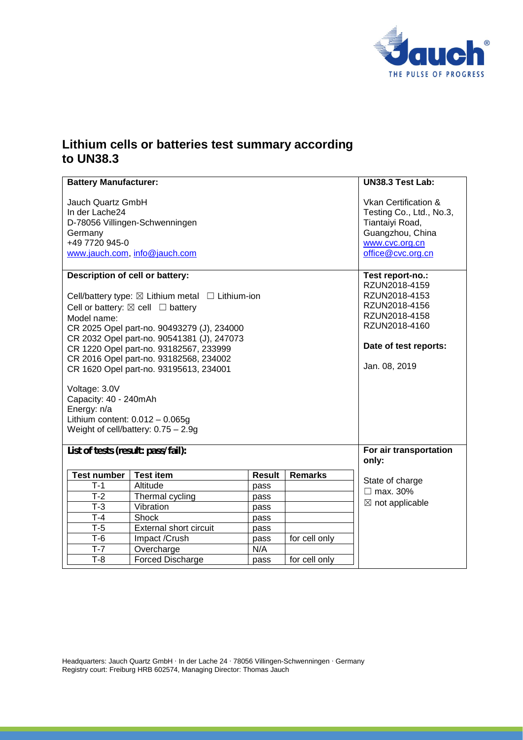# Lithium cells or batteries test summary according to UN38.3

| **Battery Manufacturer:** | **UN38.3 Test Lab:** |
|---|---|
| Jauch Quartz GmbH<br>In der Lache24<br>D-78056 Villingen-Schwenningen<br>Germany<br>+49 7720 945-0<br>www.jauch.com, info@jauch.com | Vkan Certification & Testing Co., Ltd., No.3, Tiantaiyi Road, Guangzhou, China<br>www.cvc.org.cn<br>office@cvc.org.cn |
| **Description of cell or battery:**<br><br>Cell/battery type: ☒ Lithium metal ☐ Lithium-ion<br>Cell or battery: ☒ cell ☐ battery<br>Model name:<br>CR 2025 Opel part-no. 90493279 (J), 234000<br>CR 2032 Opel part-no. 90541381 (J), 247073<br>CR 1220 Opel part-no. 93182567, 233999<br>CR 2016 Opel part-no. 93182568, 234002<br>CR 1620 Opel part-no. 93195613, 234001<br><br>Voltage: 3.0V<br>Capacity: 40 - 240mAh<br>Energy: n/a<br>Lithium content: 0.012 – 0.065g<br>Weight of cell/battery: 0.75 – 2.9g | **Test report-no.:**<br>RZUN2018-4159<br>RZUN2018-4153<br>RZUN2018-4156<br>RZUN2018-4158<br>RZUN2018-4160<br><br>**Date of test reports:**<br><br>Jan. 08, 2019 |
| **List of tests (result: pass/fail):** | **For air transportation only:**<br><br>State of charge<br>☐ max. 30%<br>☒ not applicable |

| Test number | Test item | Result | Remarks |
|---|---|---|---|
| T-1 | Altitude | pass | |
| T-2 | Thermal cycling | pass | |
| T-3 | Vibration | pass | |
| T-4 | Shock | pass | |
| T-5 | External short circuit | pass | |
| T-6 | Impact /Crush | pass | for cell only |
| T-7 | Overcharge | N/A | |
| T-8 | Forced Discharge | pass | for cell only |

Headquarters: Jauch Quartz GmbH · In der Lache 24 · 78056 Villingen-Schwenningen · Germany
Registry court: Freiburg HRB 602574, Managing Director: Thomas Jauch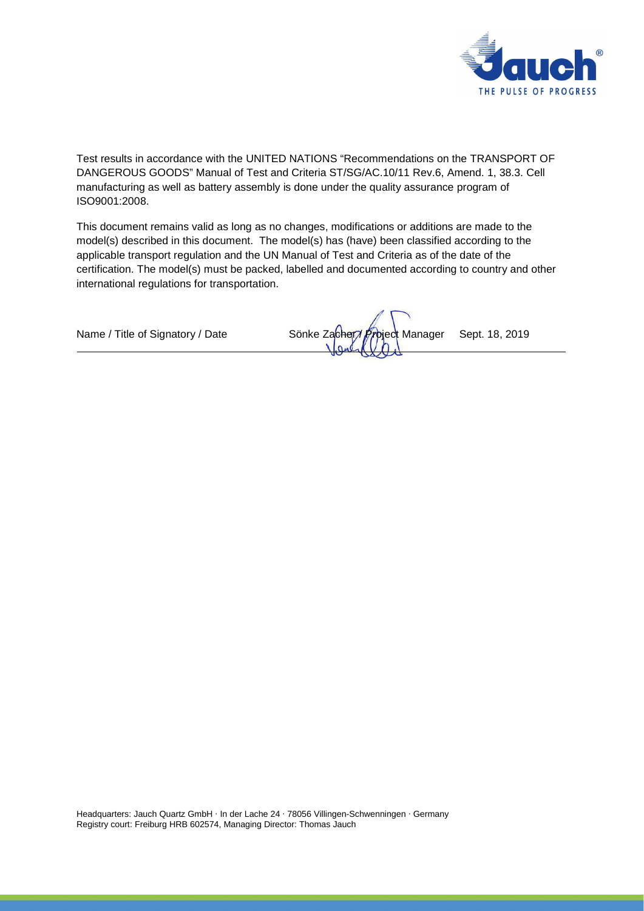Test results in accordance with the UNITED NATIONS "Recommendations on the TRANSPORT OF DANGEROUS GOODS" Manual of Test and Criteria ST/SG/AC.10/11 Rev.6, Amend. 1, 38.3. Cell manufacturing as well as battery assembly is done under the quality assurance program of ISO9001:2008.

This document remains valid as long as no changes, modifications or additions are made to the model(s) described in this document. The model(s) has (have) been classified according to the applicable transport regulation and the UN Manual of Test and Criteria as of the date of the certification. The model(s) must be packed, labelled and documented according to country and other international regulations for transportation.

Name / Title of Signatory / Date Sönke Zacher / Project Manager Sept. 18, 2019

Headquarters: Jauch Quartz GmbH · In der Lache 24 · 78056 Villingen-Schwenningen · Germany
Registry court: Freiburg HRB 602574, Managing Director: Thomas Jauch